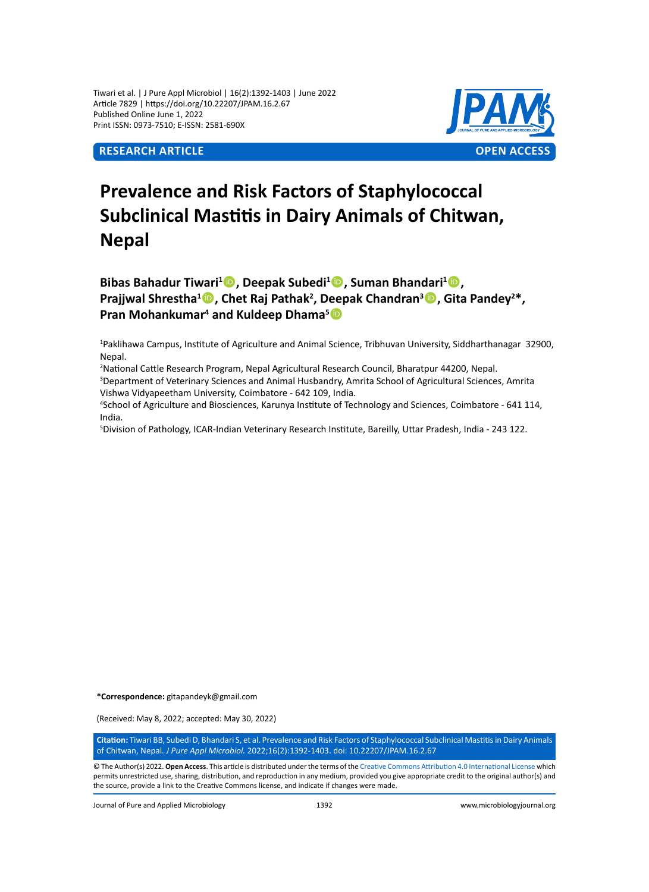Tiwari et al. | J Pure Appl Microbiol | 16(2):1392-1403 | June 2022
Article 7829 | https://doi.org/10.22207/JPAM.16.2.67
Published Online June 1, 2022
Print ISSN: 0973-7510; E-ISSN: 2581-690X

**RESEARCH ARTICLE** **OPEN ACCESS**

# Prevalence and Risk Factors of Staphylococcal Subclinical Mastitis in Dairy Animals of Chitwan, Nepal

**Bibas Bahadur Tiwari[1], Deepak Subedi[1], Suman Bhandari[1], Prajjwal Shrestha[1], Chet Raj Pathak[2], Deepak Chandran[3], Gita Pandey[2]\*, Pran Mohankumar[4] and Kuldeep Dhama[5]**

[1]Paklihawa Campus, Institute of Agriculture and Animal Science, Tribhuvan University, Siddharthanagar 32900, Nepal.
[2]National Cattle Research Program, Nepal Agricultural Research Council, Bharatpur 44200, Nepal.
[3]Department of Veterinary Sciences and Animal Husbandry, Amrita School of Agricultural Sciences, Amrita Vishwa Vidyapeetham University, Coimbatore - 642 109, India.
[4]School of Agriculture and Biosciences, Karunya Institute of Technology and Sciences, Coimbatore - 641 114, India.
[5]Division of Pathology, ICAR-Indian Veterinary Research Institute, Bareilly, Uttar Pradesh, India - 243 122.

**\*Correspondence:** gitapandeyk@gmail.com

(Received: May 8, 2022; accepted: May 30, 2022)

**Citation:** Tiwari BB, Subedi D, Bhandari S, et al. Prevalence and Risk Factors of Staphylococcal Subclinical Mastitis in Dairy Animals of Chitwan, Nepal. *J Pure Appl Microbiol.* 2022;16(2):1392-1403. doi: 10.22207/JPAM.16.2.67

© The Author(s) 2022. **Open Access**. This article is distributed under the terms of the Creative Commons Attribution 4.0 International License which permits unrestricted use, sharing, distribution, and reproduction in any medium, provided you give appropriate credit to the original author(s) and the source, provide a link to the Creative Commons license, and indicate if changes were made.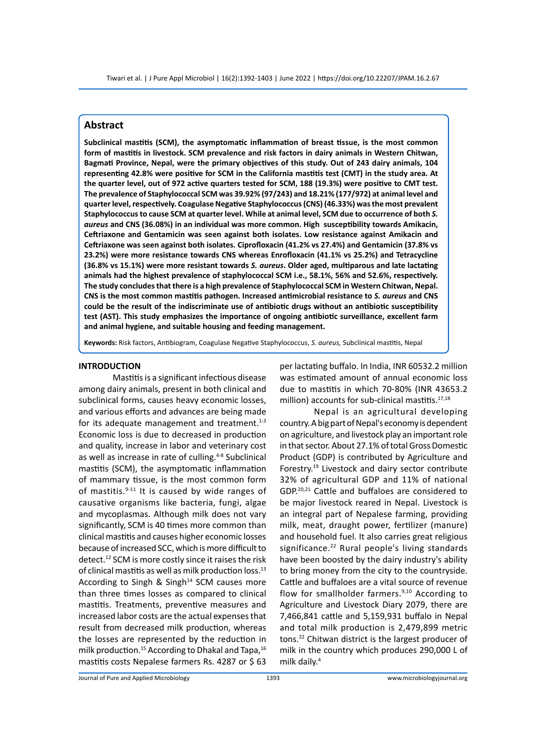## Abstract

**Subclinical mastitis (SCM), the asymptomatic inflammation of breast tissue, is the most common form of mastitis in livestock. SCM prevalence and risk factors in dairy animals in Western Chitwan, Bagmati Province, Nepal, were the primary objectives of this study. Out of 243 dairy animals, 104 representing 42.8% were positive for SCM in the California mastitis test (CMT) in the study area. At the quarter level, out of 972 active quarters tested for SCM, 188 (19.3%) were positive to CMT test. The prevalence of Staphylococcal SCM was 39.92% (97/243) and 18.21% (177/972) at animal level and quarter level, respectively. Coagulase Negative Staphylococcus (CNS) (46.33%) was the most prevalent Staphylococcus to cause SCM at quarter level. While at animal level, SCM due to occurrence of both *S. aureus* and CNS (36.08%) in an individual was more common. High susceptibility towards Amikacin, Ceftriaxone and Gentamicin was seen against both isolates. Low resistance against Amikacin and Ceftriaxone was seen against both isolates. Ciprofloxacin (41.2% vs 27.4%) and Gentamicin (37.8% vs 23.2%) were more resistance towards CNS whereas Enrofloxacin (41.1% vs 25.2%) and Tetracycline (36.8% vs 15.1%) were more resistant towards *S. aureus*. Older aged, multiparous and late lactating animals had the highest prevalence of staphylococcal SCM i.e., 58.1%, 56% and 52.6%, respectively. The study concludes that there is a high prevalence of Staphylococcal SCM in Western Chitwan, Nepal. CNS is the most common mastitis pathogen. Increased antimicrobial resistance to *S. aureus* and CNS could be the result of the indiscriminate use of antibiotic drugs without an antibiotic susceptibility test (AST). This study emphasizes the importance of ongoing antibiotic surveillance, excellent farm and animal hygiene, and suitable housing and feeding management.**

**Keywords:** Risk factors, Antibiogram, Coagulase Negative Staphylococci, *S. aureus,* Subclinical mastitis, Nepal

## INTRODUCTION

Mastitis is a significant infectious disease among dairy animals, present in both clinical and subclinical forms, causes heavy economic losses, and various efforts and advances are being made for its adequate management and treatment.[1-3] Economic loss is due to decreased in production and quality, increase in labor and veterinary cost as well as increase in rate of culling.[4-8] Subclinical mastitis (SCM), the asymptomatic inflammation of mammary tissue, is the most common form of mastitis.[9-11] It is caused by wide ranges of causative organisms like bacteria, fungi, algae and mycoplasmas. Although milk does not vary significantly, SCM is 40 times more common than clinical mastitis and causes higher economic losses because of increased SCC, which is more difficult to detect.[12] SCM is more costly since it raises the risk of clinical mastitis as well as milk production loss.[13] According to Singh & Singh[14] SCM causes more than three times losses as compared to clinical mastitis. Treatments, preventive measures and increased labor costs are the actual expenses that result from decreased milk production, whereas the losses are represented by the reduction in milk production.[15] According to Dhakal and Tapa,[16] mastitis costs Nepalese farmers Rs. 4287 or $ 63 per lactating buffalo. In India, INR 60532.2 million was estimated amount of annual economic loss due to mastitis in which 70-80% (INR 43653.2 million) accounts for sub-clinical mastitis.[17,18]

Nepal is an agricultural developing country. A big part of Nepal's economy is dependent on agriculture, and livestock play an important role in that sector. About 27.1% of total Gross Domestic Product (GDP) is contributed by Agriculture and Forestry.[19] Livestock and dairy sector contribute 32% of agricultural GDP and 11% of national GDP.[20,21] Cattle and buffaloes are considered to be major livestock reared in Nepal. Livestock is an integral part of Nepalese farming, providing milk, meat, draught power, fertilizer (manure) and household fuel. It also carries great religious significance.[22] Rural people's living standards have been boosted by the dairy industry's ability to bring money from the city to the countryside. Cattle and buffaloes are a vital source of revenue flow for smallholder farmers.[9,10] According to Agriculture and Livestock Diary 2079, there are 7,466,841 cattle and 5,159,931 buffalo in Nepal and total milk production is 2,479,899 metric tons.[22] Chitwan district is the largest producer of milk in the country which produces 290,000 L of milk daily.[4]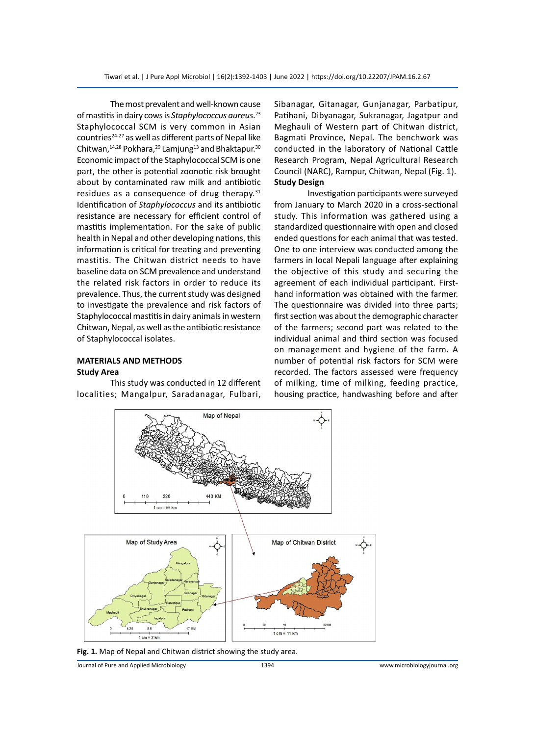The most prevalent and well-known cause of mastitis in dairy cows is *Staphylococcus aureus*.[23] Staphylococcal SCM is very common in Asian countries[24-27] as well as different parts of Nepal like Chitwan,[14,28] Pokhara,[29] Lamjung[13] and Bhaktapur.[30] Economic impact of the Staphylococcal SCM is one part, the other is potential zoonotic risk brought about by contaminated raw milk and antibiotic residues as a consequence of drug therapy.[31] Identification of *Staphylococcus* and its antibiotic resistance are necessary for efficient control of mastitis implementation. For the sake of public health in Nepal and other developing nations, this information is critical for treating and preventing mastitis. The Chitwan district needs to have baseline data on SCM prevalence and understand the related risk factors in order to reduce its prevalence. Thus, the current study was designed to investigate the prevalence and risk factors of Staphylococcal mastitis in dairy animals in western Chitwan, Nepal, as well as the antibiotic resistance of Staphylococcal isolates.

## MATERIALS AND METHODS

### Study Area

This study was conducted in 12 different localities; Mangalpur, Saradanagar, Fulbari, Sibanagar, Gitanagar, Gunjanagar, Parbatipur, Patihani, Dibyanagar, Sukranagar, Jagatpur and Meghauli of Western part of Chitwan district, Bagmati Province, Nepal. The benchwork was conducted in the laboratory of National Cattle Research Program, Nepal Agricultural Research Council (NARC), Rampur, Chitwan, Nepal (Fig. 1).

### Study Design

Investigation participants were surveyed from January to March 2020 in a cross-sectional study. This information was gathered using a standardized questionnaire with open and closed ended questions for each animal that was tested. One to one interview was conducted among the farmers in local Nepali language after explaining the objective of this study and securing the agreement of each individual participant. First-hand information was obtained with the farmer. The questionnaire was divided into three parts; first section was about the demographic character of the farmers; second part was related to the individual animal and third section was focused on management and hygiene of the farm. A number of potential risk factors for SCM were recorded. The factors assessed were frequency of milking, time of milking, feeding practice, housing practice, handwashing before and after

**Fig. 1.** Map of Nepal and Chitwan district showing the study area.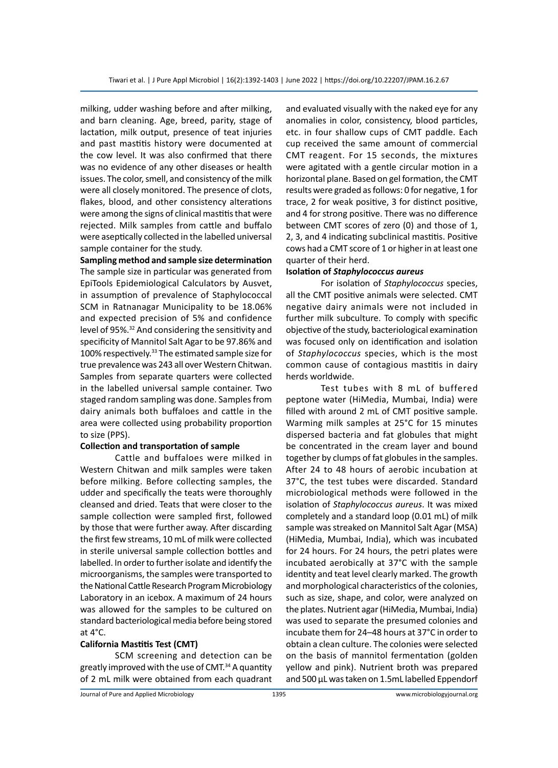milking, udder washing before and after milking, and barn cleaning. Age, breed, parity, stage of lactation, milk output, presence of teat injuries and past mastitis history were documented at the cow level. It was also confirmed that there was no evidence of any other diseases or health issues. The color, smell, and consistency of the milk were all closely monitored. The presence of clots, flakes, blood, and other consistency alterations were among the signs of clinical mastitis that were rejected. Milk samples from cattle and buffalo were aseptically collected in the labelled universal sample container for the study.

**Sampling method and sample size determination**

The sample size in particular was generated from EpiTools Epidemiological Calculators by Ausvet, in assumption of prevalence of Staphylococcal SCM in Ratnanagar Municipality to be 18.06% and expected precision of 5% and confidence level of 95%.[32] And considering the sensitivity and specificity of Mannitol Salt Agar to be 97.86% and 100% respectively.[33] The estimated sample size for true prevalence was 243 all over Western Chitwan. Samples from separate quarters were collected in the labelled universal sample container. Two staged random sampling was done. Samples from dairy animals both buffaloes and cattle in the area were collected using probability proportion to size (PPS).

**Collection and transportation of sample**

Cattle and buffaloes were milked in Western Chitwan and milk samples were taken before milking. Before collecting samples, the udder and specifically the teats were thoroughly cleansed and dried. Teats that were closer to the sample collection were sampled first, followed by those that were further away. After discarding the first few streams, 10 mL of milk were collected in sterile universal sample collection bottles and labelled. In order to further isolate and identify the microorganisms, the samples were transported to the National Cattle Research Program Microbiology Laboratory in an icebox. A maximum of 24 hours was allowed for the samples to be cultured on standard bacteriological media before being stored at 4°C.

**California Mastitis Test (CMT)**

SCM screening and detection can be greatly improved with the use of CMT.[34] A quantity of 2 mL milk were obtained from each quadrant and evaluated visually with the naked eye for any anomalies in color, consistency, blood particles, etc. in four shallow cups of CMT paddle. Each cup received the same amount of commercial CMT reagent. For 15 seconds, the mixtures were agitated with a gentle circular motion in a horizontal plane. Based on gel formation, the CMT results were graded as follows: 0 for negative, 1 for trace, 2 for weak positive, 3 for distinct positive, and 4 for strong positive. There was no difference between CMT scores of zero (0) and those of 1, 2, 3, and 4 indicating subclinical mastitis. Positive cows had a CMT score of 1 or higher in at least one quarter of their herd.

**Isolation of *Staphylococcus aureus***

For isolation of *Staphylococcus* species, all the CMT positive animals were selected. CMT negative dairy animals were not included in further milk subculture. To comply with specific objective of the study, bacteriological examination was focused only on identification and isolation of *Staphylococcus* species, which is the most common cause of contagious mastitis in dairy herds worldwide.

Test tubes with 8 mL of buffered peptone water (HiMedia, Mumbai, India) were filled with around 2 mL of CMT positive sample. Warming milk samples at 25°C for 15 minutes dispersed bacteria and fat globules that might be concentrated in the cream layer and bound together by clumps of fat globules in the samples. After 24 to 48 hours of aerobic incubation at 37°C, the test tubes were discarded. Standard microbiological methods were followed in the isolation of *Staphylococcus aureus*. It was mixed completely and a standard loop (0.01 mL) of milk sample was streaked on Mannitol Salt Agar (MSA) (HiMedia, Mumbai, India), which was incubated for 24 hours. For 24 hours, the petri plates were incubated aerobically at 37°C with the sample identity and teat level clearly marked. The growth and morphological characteristics of the colonies, such as size, shape, and color, were analyzed on the plates. Nutrient agar (HiMedia, Mumbai, India) was used to separate the presumed colonies and incubate them for 24–48 hours at 37°C in order to obtain a clean culture. The colonies were selected on the basis of mannitol fermentation (golden yellow and pink). Nutrient broth was prepared and 500 µL was taken on 1.5mL labelled Eppendorf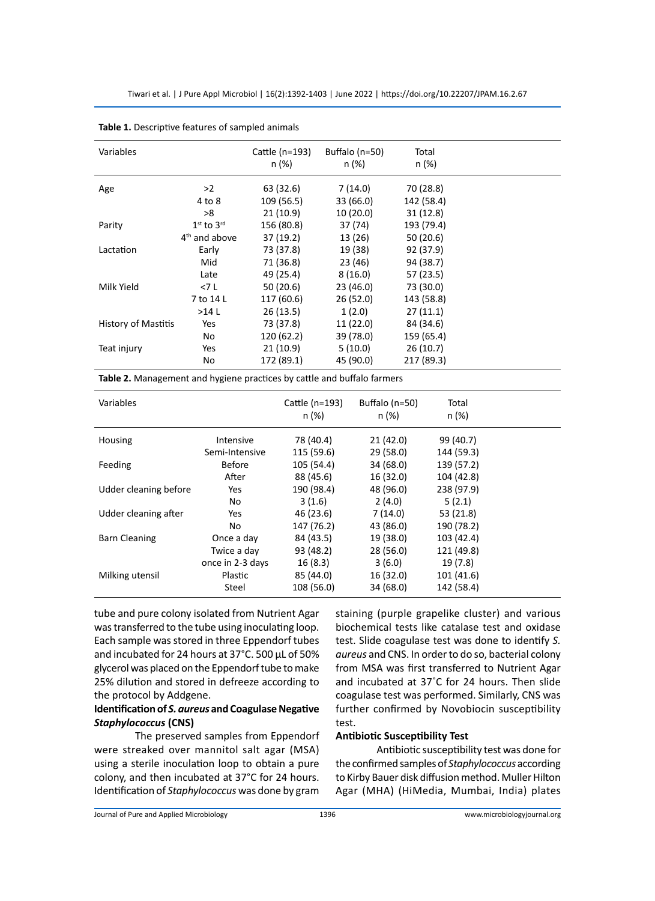**Table 1.** Descriptive features of sampled animals

| Variables | | Cattle (n=193) n (%) | Buffalo (n=50) n (%) | Total n (%) |
|---|---|---|---|---|
| Age | >2 | 63 (32.6) | 7 (14.0) | 70 (28.8) |
| | 4 to 8 | 109 (56.5) | 33 (66.0) | 142 (58.4) |
| | >8 | 21 (10.9) | 10 (20.0) | 31 (12.8) |
| Parity | 1st to 3rd | 156 (80.8) | 37 (74) | 193 (79.4) |
| | 4th and above | 37 (19.2) | 13 (26) | 50 (20.6) |
| Lactation | Early | 73 (37.8) | 19 (38) | 92 (37.9) |
| | Mid | 71 (36.8) | 23 (46) | 94 (38.7) |
| | Late | 49 (25.4) | 8 (16.0) | 57 (23.5) |
| Milk Yield | <7 L | 50 (20.6) | 23 (46.0) | 73 (30.0) |
| | 7 to 14 L | 117 (60.6) | 26 (52.0) | 143 (58.8) |
| | >14 L | 26 (13.5) | 1 (2.0) | 27 (11.1) |
| History of Mastitis | Yes | 73 (37.8) | 11 (22.0) | 84 (34.6) |
| | No | 120 (62.2) | 39 (78.0) | 159 (65.4) |
| Teat injury | Yes | 21 (10.9) | 5 (10.0) | 26 (10.7) |
| | No | 172 (89.1) | 45 (90.0) | 217 (89.3) |

**Table 2.** Management and hygiene practices by cattle and buffalo farmers

| Variables | | Cattle (n=193) n (%) | Buffalo (n=50) n (%) | Total n (%) |
|---|---|---|---|---|
| Housing | Intensive | 78 (40.4) | 21 (42.0) | 99 (40.7) |
| | Semi-Intensive | 115 (59.6) | 29 (58.0) | 144 (59.3) |
| Feeding | Before | 105 (54.4) | 34 (68.0) | 139 (57.2) |
| | After | 88 (45.6) | 16 (32.0) | 104 (42.8) |
| Udder cleaning before | Yes | 190 (98.4) | 48 (96.0) | 238 (97.9) |
| | No | 3 (1.6) | 2 (4.0) | 5 (2.1) |
| Udder cleaning after | Yes | 46 (23.6) | 7 (14.0) | 53 (21.8) |
| | No | 147 (76.2) | 43 (86.0) | 190 (78.2) |
| Barn Cleaning | Once a day | 84 (43.5) | 19 (38.0) | 103 (42.4) |
| | Twice a day | 93 (48.2) | 28 (56.0) | 121 (49.8) |
| | once in 2-3 days | 16 (8.3) | 3 (6.0) | 19 (7.8) |
| Milking utensil | Plastic | 85 (44.0) | 16 (32.0) | 101 (41.6) |
| | Steel | 108 (56.0) | 34 (68.0) | 142 (58.4) |

tube and pure colony isolated from Nutrient Agar was transferred to the tube using inoculating loop. Each sample was stored in three Eppendorf tubes and incubated for 24 hours at 37°C. 500 µL of 50% glycerol was placed on the Eppendorf tube to make 25% dilution and stored in defreeze according to the protocol by Addgene.

### Identification of *S. aureus* and Coagulase Negative *Staphylococcus* (CNS)

The preserved samples from Eppendorf were streaked over mannitol salt agar (MSA) using a sterile inoculation loop to obtain a pure colony, and then incubated at 37°C for 24 hours. Identification of *Staphylococcus* was done by gram staining (purple grapelike cluster) and various biochemical tests like catalase test and oxidase test. Slide coagulase test was done to identify *S. aureus* and CNS. In order to do so, bacterial colony from MSA was first transferred to Nutrient Agar and incubated at 37˚C for 24 hours. Then slide coagulase test was performed. Similarly, CNS was further confirmed by Novobiocin susceptibility test.

### Antibiotic Susceptibility Test

Antibiotic susceptibility test was done for the confirmed samples of *Staphylococcus* according to Kirby Bauer disk diffusion method. Muller Hilton Agar (MHA) (HiMedia, Mumbai, India) plates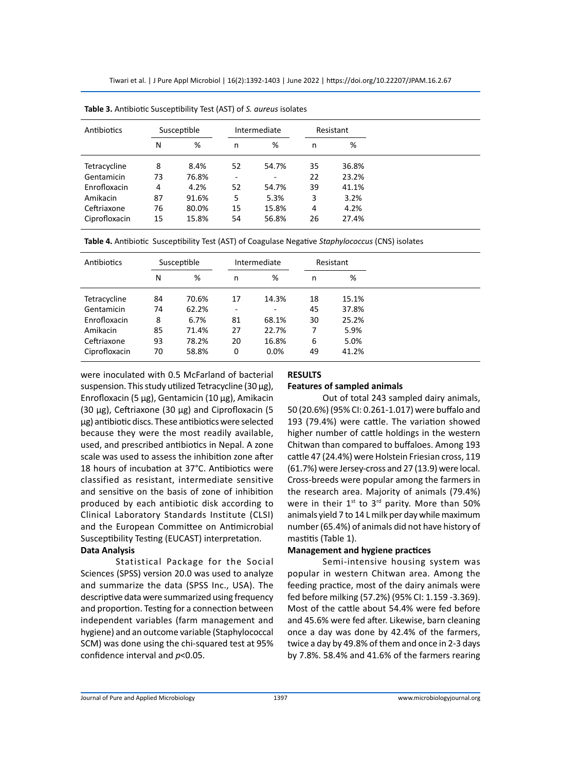**Table 3.** Antibiotic Susceptibility Test (AST) of *S. aureus* isolates

| Antibiotics | Susceptible | | Intermediate | | Resistant | |
|---|---|---|---|---|---|---|
| | N | % | n | % | n | % |
| Tetracycline | 8 | 8.4% | 52 | 54.7% | 35 | 36.8% |
| Gentamicin | 73 | 76.8% | - | - | 22 | 23.2% |
| Enrofloxacin | 4 | 4.2% | 52 | 54.7% | 39 | 41.1% |
| Amikacin | 87 | 91.6% | 5 | 5.3% | 3 | 3.2% |
| Ceftriaxone | 76 | 80.0% | 15 | 15.8% | 4 | 4.2% |
| Ciprofloxacin | 15 | 15.8% | 54 | 56.8% | 26 | 27.4% |

**Table 4.** Antibiotic Susceptibility Test (AST) of Coagulase Negative *Staphylococcus* (CNS) isolates

| Antibiotics | Susceptible | | Intermediate | | Resistant | |
|---|---|---|---|---|---|---|
| | N | % | n | % | n | % |
| Tetracycline | 84 | 70.6% | 17 | 14.3% | 18 | 15.1% |
| Gentamicin | 74 | 62.2% | - | - | 45 | 37.8% |
| Enrofloxacin | 8 | 6.7% | 81 | 68.1% | 30 | 25.2% |
| Amikacin | 85 | 71.4% | 27 | 22.7% | 7 | 5.9% |
| Ceftriaxone | 93 | 78.2% | 20 | 16.8% | 6 | 5.0% |
| Ciprofloxacin | 70 | 58.8% | 0 | 0.0% | 49 | 41.2% |

were inoculated with 0.5 McFarland of bacterial suspension. This study utilized Tetracycline (30 µg), Enrofloxacin (5 µg), Gentamicin (10 µg), Amikacin (30 µg), Ceftriaxone (30 µg) and Ciprofloxacin (5 µg) antibiotic discs. These antibiotics were selected because they were the most readily available, used, and prescribed antibiotics in Nepal. A zone scale was used to assess the inhibition zone after 18 hours of incubation at 37°C. Antibiotics were classified as resistant, intermediate sensitive and sensitive on the basis of zone of inhibition produced by each antibiotic disk according to Clinical Laboratory Standards Institute (CLSI) and the European Committee on Antimicrobial Susceptibility Testing (EUCAST) interpretation.

### Data Analysis

Statistical Package for the Social Sciences (SPSS) version 20.0 was used to analyze and summarize the data (SPSS Inc., USA). The descriptive data were summarized using frequency and proportion. Testing for a connection between independent variables (farm management and hygiene) and an outcome variable (Staphylococcal SCM) was done using the chi-squared test at 95% confidence interval and $p<0.05$.

## RESULTS

### Features of sampled animals

Out of total 243 sampled dairy animals, 50 (20.6%) (95% CI: 0.261-1.017) were buffalo and 193 (79.4%) were cattle. The variation showed higher number of cattle holdings in the western Chitwan than compared to buffaloes. Among 193 cattle 47 (24.4%) were Holstein Friesian cross, 119 (61.7%) were Jersey-cross and 27 (13.9) were local. Cross-breeds were popular among the farmers in the research area. Majority of animals (79.4%) were in their $1^{st}$ to $3^{rd}$ parity. More than 50% animals yield 7 to 14 L milk per day while maximum number (65.4%) of animals did not have history of mastitis (Table 1).

### Management and hygiene practices

Semi-intensive housing system was popular in western Chitwan area. Among the feeding practice, most of the dairy animals were fed before milking (57.2%) (95% CI: 1.159 -3.369). Most of the cattle about 54.4% were fed before and 45.6% were fed after. Likewise, barn cleaning once a day was done by 42.4% of the farmers, twice a day by 49.8% of them and once in 2-3 days by 7.8%. 58.4% and 41.6% of the farmers rearing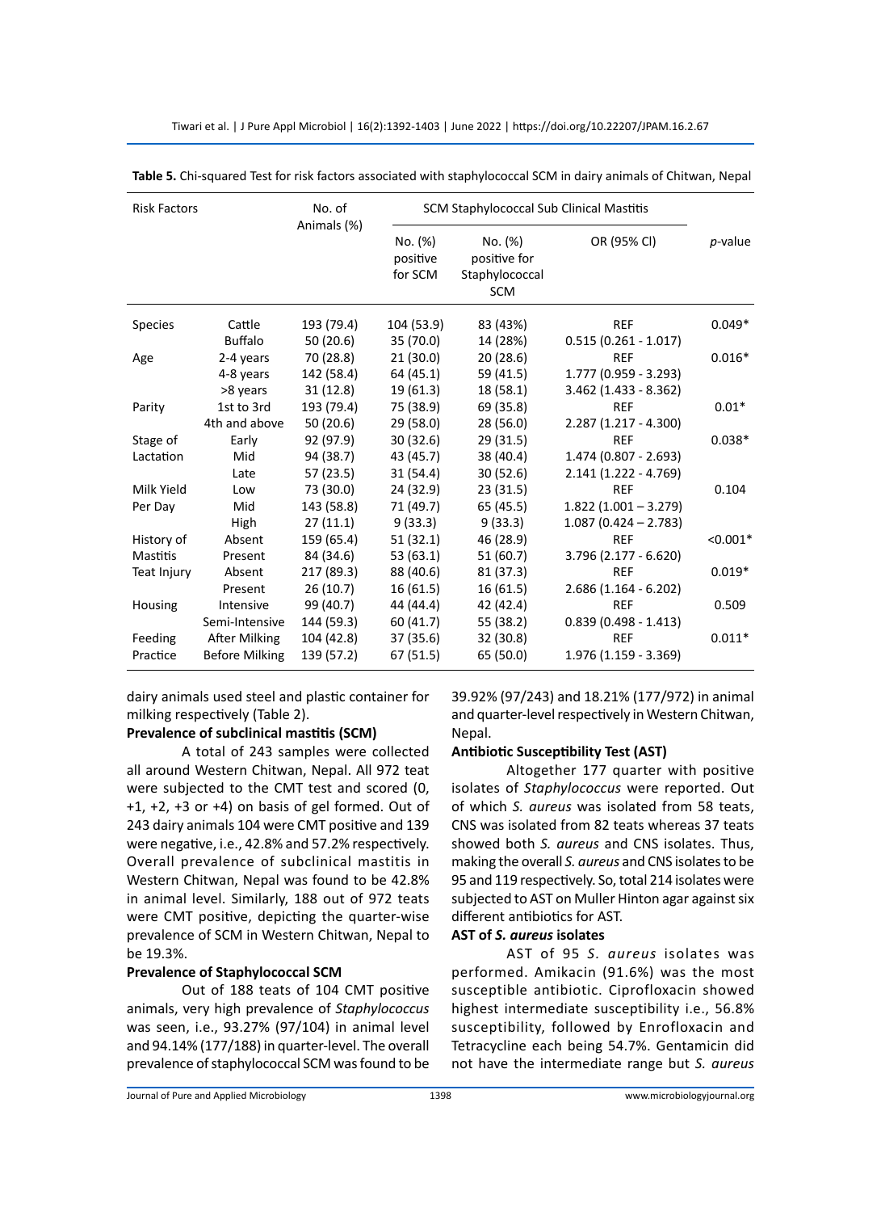**Table 5.** Chi-squared Test for risk factors associated with staphylococcal SCM in dairy animals of Chitwan, Nepal

| Risk Factors | | No. of Animals (%) | SCM Staphylococcal Sub Clinical Mastitis | | | |
|---|---|---|---|---|---|---|
| | | | No. (%) positive for SCM | No. (%) positive for Staphylococcal SCM | OR (95% CI) | *p*-value |
| Species | Cattle | 193 (79.4) | 104 (53.9) | 83 (43%) | REF | 0.049* |
| | Buffalo | 50 (20.6) | 35 (70.0) | 14 (28%) | 0.515 (0.261 - 1.017) | |
| Age | 2-4 years | 70 (28.8) | 21 (30.0) | 20 (28.6) | REF | 0.016* |
| | 4-8 years | 142 (58.4) | 64 (45.1) | 59 (41.5) | 1.777 (0.959 - 3.293) | |
| | >8 years | 31 (12.8) | 19 (61.3) | 18 (58.1) | 3.462 (1.433 - 8.362) | |
| Parity | 1st to 3rd | 193 (79.4) | 75 (38.9) | 69 (35.8) | REF | 0.01* |
| | 4th and above | 50 (20.6) | 29 (58.0) | 28 (56.0) | 2.287 (1.217 - 4.300) | |
| Stage of Lactation | Early | 92 (97.9) | 30 (32.6) | 29 (31.5) | REF | 0.038* |
| | Mid | 94 (38.7) | 43 (45.7) | 38 (40.4) | 1.474 (0.807 - 2.693) | |
| | Late | 57 (23.5) | 31 (54.4) | 30 (52.6) | 2.141 (1.222 - 4.769) | |
| Milk Yield Per Day | Low | 73 (30.0) | 24 (32.9) | 23 (31.5) | REF | 0.104 |
| | Mid | 143 (58.8) | 71 (49.7) | 65 (45.5) | 1.822 (1.001 – 3.279) | |
| | High | 27 (11.1) | 9 (33.3) | 9 (33.3) | 1.087 (0.424 – 2.783) | |
| History of Mastitis | Absent | 159 (65.4) | 51 (32.1) | 46 (28.9) | REF | <0.001* |
| | Present | 84 (34.6) | 53 (63.1) | 51 (60.7) | 3.796 (2.177 - 6.620) | |
| Teat Injury | Absent | 217 (89.3) | 88 (40.6) | 81 (37.3) | REF | 0.019* |
| | Present | 26 (10.7) | 16 (61.5) | 16 (61.5) | 2.686 (1.164 - 6.202) | |
| Housing | Intensive | 99 (40.7) | 44 (44.4) | 42 (42.4) | REF | 0.509 |
| | Semi-Intensive | 144 (59.3) | 60 (41.7) | 55 (38.2) | 0.839 (0.498 - 1.413) | |
| Feeding Practice | After Milking | 104 (42.8) | 37 (35.6) | 32 (30.8) | REF | 0.011* |
| | Before Milking | 139 (57.2) | 67 (51.5) | 65 (50.0) | 1.976 (1.159 - 3.369) | |

dairy animals used steel and plastic container for milking respectively (Table 2).

**Prevalence of subclinical mastitis (SCM)**

A total of 243 samples were collected all around Western Chitwan, Nepal. All 972 teat were subjected to the CMT test and scored (0, +1, +2, +3 or +4) on basis of gel formed. Out of 243 dairy animals 104 were CMT positive and 139 were negative, i.e., 42.8% and 57.2% respectively. Overall prevalence of subclinical mastitis in Western Chitwan, Nepal was found to be 42.8% in animal level. Similarly, 188 out of 972 teats were CMT positive, depicting the quarter-wise prevalence of SCM in Western Chitwan, Nepal to be 19.3%.

**Prevalence of Staphylococcal SCM**

Out of 188 teats of 104 CMT positive animals, very high prevalence of *Staphylococcus* was seen, i.e., 93.27% (97/104) in animal level and 94.14% (177/188) in quarter-level. The overall prevalence of staphylococcal SCM was found to be 39.92% (97/243) and 18.21% (177/972) in animal and quarter-level respectively in Western Chitwan, Nepal.

**Antibiotic Susceptibility Test (AST)**

Altogether 177 quarter with positive isolates of *Staphylococcus* were reported. Out of which *S. aureus* was isolated from 58 teats, CNS was isolated from 82 teats whereas 37 teats showed both *S. aureus* and CNS isolates. Thus, making the overall *S. aureus* and CNS isolates to be 95 and 119 respectively. So, total 214 isolates were subjected to AST on Muller Hinton agar against six different antibiotics for AST.

**AST of *S. aureus* isolates**

AST of 95 *S. aureus* isolates was performed. Amikacin (91.6%) was the most susceptible antibiotic. Ciprofloxacin showed highest intermediate susceptibility i.e., 56.8% susceptibility, followed by Enrofloxacin and Tetracycline each being 54.7%. Gentamicin did not have the intermediate range but *S. aureus*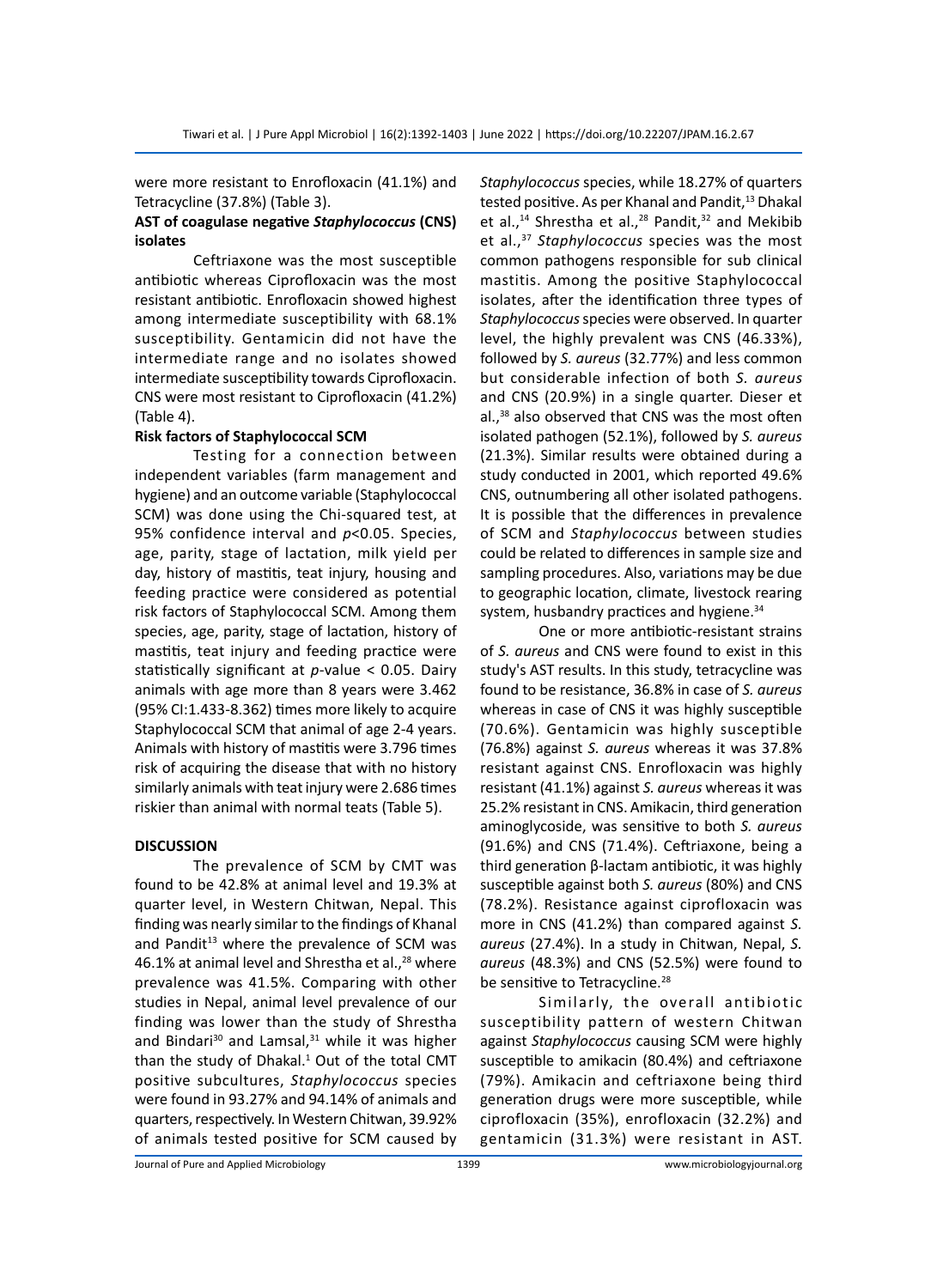were more resistant to Enrofloxacin (41.1%) and Tetracycline (37.8%) (Table 3).

### AST of coagulase negative *Staphylococcus* (CNS) isolates

Ceftriaxone was the most susceptible antibiotic whereas Ciprofloxacin was the most resistant antibiotic. Enrofloxacin showed highest among intermediate susceptibility with 68.1% susceptibility. Gentamicin did not have the intermediate range and no isolates showed intermediate susceptibility towards Ciprofloxacin. CNS were most resistant to Ciprofloxacin (41.2%) (Table 4).

### Risk factors of Staphylococcal SCM

Testing for a connection between independent variables (farm management and hygiene) and an outcome variable (Staphylococcal SCM) was done using the Chi-squared test, at 95% confidence interval and $p<0.05$. Species, age, parity, stage of lactation, milk yield per day, history of mastitis, teat injury, housing and feeding practice were considered as potential risk factors of Staphylococcal SCM. Among them species, age, parity, stage of lactation, history of mastitis, teat injury and feeding practice were statistically significant at $p$-value < 0.05. Dairy animals with age more than 8 years were 3.462 (95% CI:1.433-8.362) times more likely to acquire Staphylococcal SCM that animal of age 2-4 years. Animals with history of mastitis were 3.796 times risk of acquiring the disease that with no history similarly animals with teat injury were 2.686 times riskier than animal with normal teats (Table 5).

## DISCUSSION

The prevalence of SCM by CMT was found to be 42.8% at animal level and 19.3% at quarter level, in Western Chitwan, Nepal. This finding was nearly similar to the findings of Khanal and Pandit[13] where the prevalence of SCM was 46.1% at animal level and Shrestha et al.,[28] where prevalence was 41.5%. Comparing with other studies in Nepal, animal level prevalence of our finding was lower than the study of Shrestha and Bindari[30] and Lamsal,[31] while it was higher than the study of Dhakal.[1] Out of the total CMT positive subcultures, *Staphylococcus* species were found in 93.27% and 94.14% of animals and quarters, respectively. In Western Chitwan, 39.92% of animals tested positive for SCM caused by *Staphylococcus* species, while 18.27% of quarters tested positive. As per Khanal and Pandit,[13] Dhakal et al.,[14] Shrestha et al.,[28] Pandit,[32] and Mekibib et al.,[37] *Staphylococcus* species was the most common pathogens responsible for sub clinical mastitis. Among the positive Staphylococcal isolates, after the identification three types of *Staphylococcus* species were observed. In quarter level, the highly prevalent was CNS (46.33%), followed by *S. aureus* (32.77%) and less common but considerable infection of both *S. aureus* and CNS (20.9%) in a single quarter. Dieser et al.,[38] also observed that CNS was the most often isolated pathogen (52.1%), followed by *S. aureus* (21.3%). Similar results were obtained during a study conducted in 2001, which reported 49.6% CNS, outnumbering all other isolated pathogens. It is possible that the differences in prevalence of SCM and *Staphylococcus* between studies could be related to differences in sample size and sampling procedures. Also, variations may be due to geographic location, climate, livestock rearing system, husbandry practices and hygiene.[34]

One or more antibiotic-resistant strains of *S. aureus* and CNS were found to exist in this study's AST results. In this study, tetracycline was found to be resistance, 36.8% in case of *S. aureus* whereas in case of CNS it was highly susceptible (70.6%). Gentamicin was highly susceptible (76.8%) against *S. aureus* whereas it was 37.8% resistant against CNS. Enrofloxacin was highly resistant (41.1%) against *S. aureus* whereas it was 25.2% resistant in CNS. Amikacin, third generation aminoglycoside, was sensitive to both *S. aureus* (91.6%) and CNS (71.4%). Ceftriaxone, being a third generation β-lactam antibiotic, it was highly susceptible against both *S. aureus* (80%) and CNS (78.2%). Resistance against ciprofloxacin was more in CNS (41.2%) than compared against *S. aureus* (27.4%). In a study in Chitwan, Nepal, *S. aureus* (48.3%) and CNS (52.5%) were found to be sensitive to Tetracycline.[28]

Similarly, the overall antibiotic susceptibility pattern of western Chitwan against *Staphylococcus* causing SCM were highly susceptible to amikacin (80.4%) and ceftriaxone (79%). Amikacin and ceftriaxone being third generation drugs were more susceptible, while ciprofloxacin (35%), enrofloxacin (32.2%) and gentamicin (31.3%) were resistant in AST.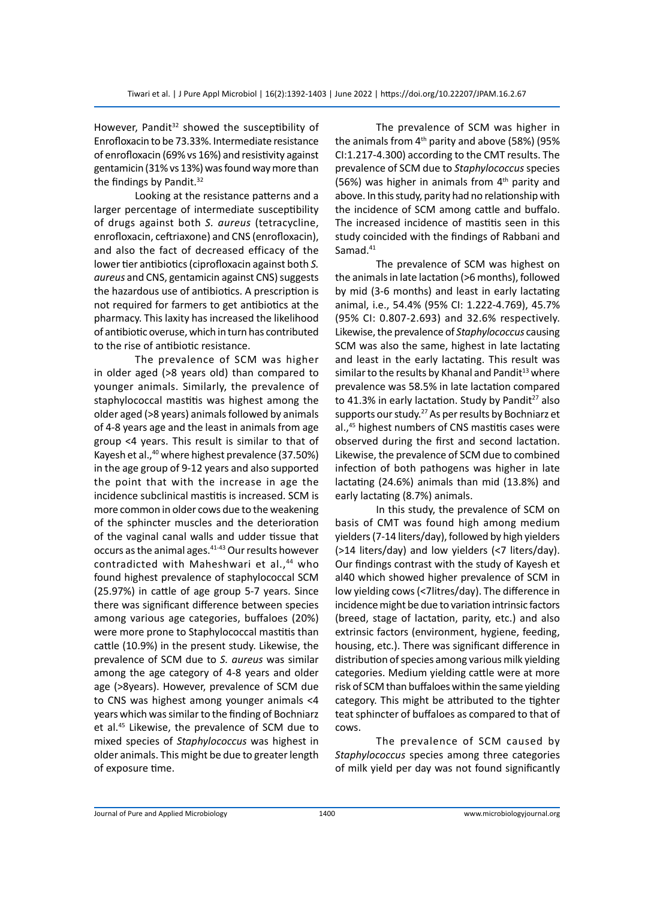However, Pandit[32] showed the susceptibility of Enrofloxacin to be 73.33%. Intermediate resistance of enrofloxacin (69% vs 16%) and resistivity against gentamicin (31% vs 13%) was found way more than the findings by Pandit.[32]

Looking at the resistance patterns and a larger percentage of intermediate susceptibility of drugs against both *S. aureus* (tetracycline, enrofloxacin, ceftriaxone) and CNS (enrofloxacin), and also the fact of decreased efficacy of the lower tier antibiotics (ciprofloxacin against both *S. aureus* and CNS, gentamicin against CNS) suggests the hazardous use of antibiotics. A prescription is not required for farmers to get antibiotics at the pharmacy. This laxity has increased the likelihood of antibiotic overuse, which in turn has contributed to the rise of antibiotic resistance.

The prevalence of SCM was higher in older aged (>8 years old) than compared to younger animals. Similarly, the prevalence of staphylococcal mastitis was highest among the older aged (>8 years) animals followed by animals of 4-8 years age and the least in animals from age group <4 years. This result is similar to that of Kayesh et al.,[40] where highest prevalence (37.50%) in the age group of 9-12 years and also supported the point that with the increase in age the incidence subclinical mastitis is increased. SCM is more common in older cows due to the weakening of the sphincter muscles and the deterioration of the vaginal canal walls and udder tissue that occurs as the animal ages.[41-43] Our results however contradicted with Maheshwari et al.,[44] who found highest prevalence of staphylococcal SCM (25.97%) in cattle of age group 5-7 years. Since there was significant difference between species among various age categories, buffaloes (20%) were more prone to Staphylococcal mastitis than cattle (10.9%) in the present study. Likewise, the prevalence of SCM due to *S. aureus* was similar among the age category of 4-8 years and older age (>8years). However, prevalence of SCM due to CNS was highest among younger animals <4 years which was similar to the finding of Bochniarz et al.[45] Likewise, the prevalence of SCM due to mixed species of *Staphylococcus* was highest in older animals. This might be due to greater length of exposure time.

The prevalence of SCM was higher in the animals from 4[th] parity and above (58%) (95% CI:1.217-4.300) according to the CMT results. The prevalence of SCM due to *Staphylococcus* species (56%) was higher in animals from 4[th] parity and above. In this study, parity had no relationship with the incidence of SCM among cattle and buffalo. The increased incidence of mastitis seen in this study coincided with the findings of Rabbani and Samad.[41]

The prevalence of SCM was highest on the animals in late lactation (>6 months), followed by mid (3-6 months) and least in early lactating animal, i.e., 54.4% (95% CI: 1.222-4.769), 45.7% (95% CI: 0.807-2.693) and 32.6% respectively. Likewise, the prevalence of *Staphylococcus* causing SCM was also the same, highest in late lactating and least in the early lactating. This result was similar to the results by Khanal and Pandit[13] where prevalence was 58.5% in late lactation compared to 41.3% in early lactation. Study by Pandit[27] also supports our study.[27] As per results by Bochniarz et al.,[45] highest numbers of CNS mastitis cases were observed during the first and second lactation. Likewise, the prevalence of SCM due to combined infection of both pathogens was higher in late lactating (24.6%) animals than mid (13.8%) and early lactating (8.7%) animals.

In this study, the prevalence of SCM on basis of CMT was found high among medium yielders (7-14 liters/day), followed by high yielders (>14 liters/day) and low yielders (<7 liters/day). Our findings contrast with the study of Kayesh et al40 which showed higher prevalence of SCM in low yielding cows (<7litres/day). The difference in incidence might be due to variation intrinsic factors (breed, stage of lactation, parity, etc.) and also extrinsic factors (environment, hygiene, feeding, housing, etc.). There was significant difference in distribution of species among various milk yielding categories. Medium yielding cattle were at more risk of SCM than buffaloes within the same yielding category. This might be attributed to the tighter teat sphincter of buffaloes as compared to that of cows.

The prevalence of SCM caused by *Staphylococcus* species among three categories of milk yield per day was not found significantly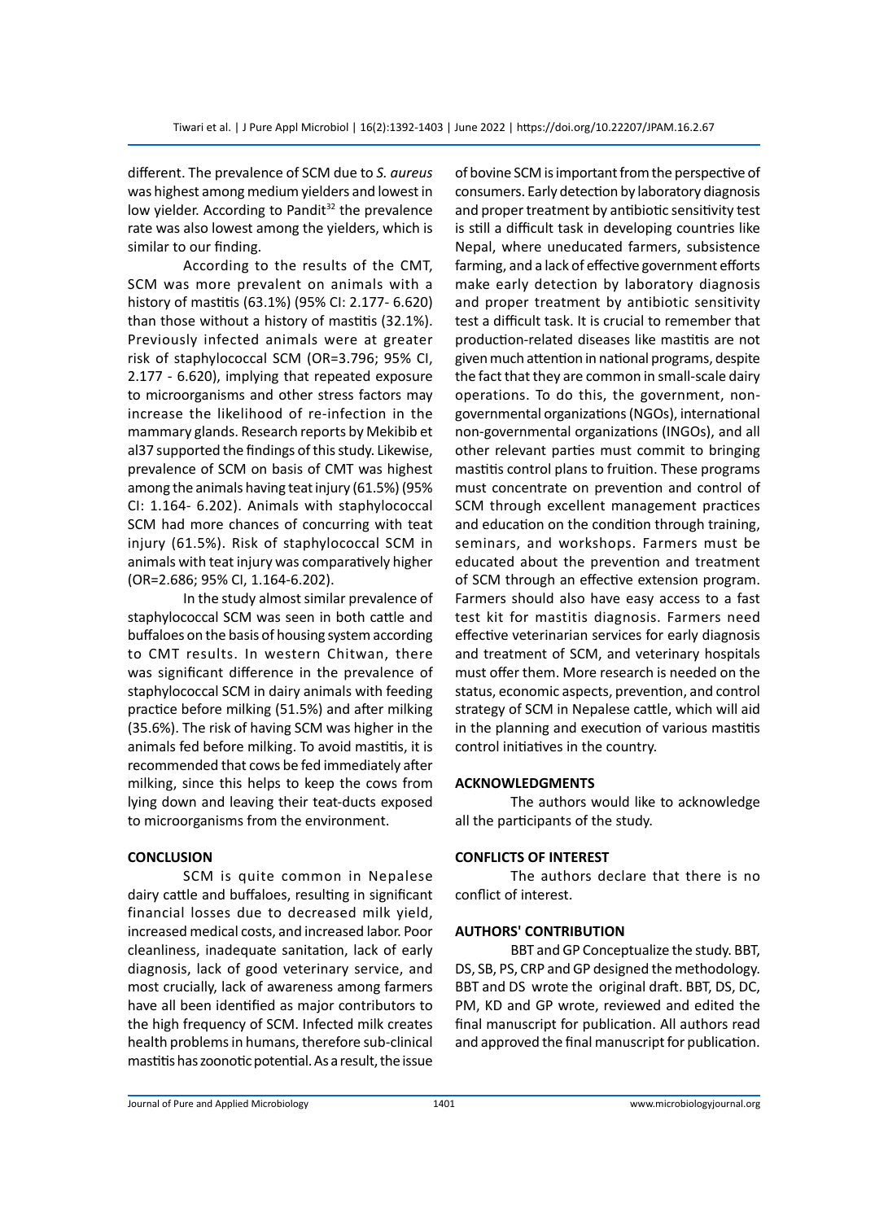different. The prevalence of SCM due to *S. aureus* was highest among medium yielders and lowest in low yielder. According to Pandit[32] the prevalence rate was also lowest among the yielders, which is similar to our finding.

According to the results of the CMT, SCM was more prevalent on animals with a history of mastitis (63.1%) (95% CI: 2.177- 6.620) than those without a history of mastitis (32.1%). Previously infected animals were at greater risk of staphylococcal SCM (OR=3.796; 95% CI, 2.177 - 6.620), implying that repeated exposure to microorganisms and other stress factors may increase the likelihood of re-infection in the mammary glands. Research reports by Mekibib et al37 supported the findings of this study. Likewise, prevalence of SCM on basis of CMT was highest among the animals having teat injury (61.5%) (95% CI: 1.164- 6.202). Animals with staphylococcal SCM had more chances of concurring with teat injury (61.5%). Risk of staphylococcal SCM in animals with teat injury was comparatively higher (OR=2.686; 95% CI, 1.164-6.202).

In the study almost similar prevalence of staphylococcal SCM was seen in both cattle and buffaloes on the basis of housing system according to CMT results. In western Chitwan, there was significant difference in the prevalence of staphylococcal SCM in dairy animals with feeding practice before milking (51.5%) and after milking (35.6%). The risk of having SCM was higher in the animals fed before milking. To avoid mastitis, it is recommended that cows be fed immediately after milking, since this helps to keep the cows from lying down and leaving their teat-ducts exposed to microorganisms from the environment.

## CONCLUSION

SCM is quite common in Nepalese dairy cattle and buffaloes, resulting in significant financial losses due to decreased milk yield, increased medical costs, and increased labor. Poor cleanliness, inadequate sanitation, lack of early diagnosis, lack of good veterinary service, and most crucially, lack of awareness among farmers have all been identified as major contributors to the high frequency of SCM. Infected milk creates health problems in humans, therefore sub-clinical mastitis has zoonotic potential. As a result, the issue of bovine SCM is important from the perspective of consumers. Early detection by laboratory diagnosis and proper treatment by antibiotic sensitivity test is still a difficult task in developing countries like Nepal, where uneducated farmers, subsistence farming, and a lack of effective government efforts make early detection by laboratory diagnosis and proper treatment by antibiotic sensitivity test a difficult task. It is crucial to remember that production-related diseases like mastitis are not given much attention in national programs, despite the fact that they are common in small-scale dairy operations. To do this, the government, non-governmental organizations (NGOs), international non-governmental organizations (INGOs), and all other relevant parties must commit to bringing mastitis control plans to fruition. These programs must concentrate on prevention and control of SCM through excellent management practices and education on the condition through training, seminars, and workshops. Farmers must be educated about the prevention and treatment of SCM through an effective extension program. Farmers should also have easy access to a fast test kit for mastitis diagnosis. Farmers need effective veterinarian services for early diagnosis and treatment of SCM, and veterinary hospitals must offer them. More research is needed on the status, economic aspects, prevention, and control strategy of SCM in Nepalese cattle, which will aid in the planning and execution of various mastitis control initiatives in the country.

## ACKNOWLEDGMENTS

The authors would like to acknowledge all the participants of the study.

## CONFLICTS OF INTEREST

The authors declare that there is no conflict of interest.

## AUTHORS' CONTRIBUTION

BBT and GP Conceptualize the study. BBT, DS, SB, PS, CRP and GP designed the methodology. BBT and DS wrote the original draft. BBT, DS, DC, PM, KD and GP wrote, reviewed and edited the final manuscript for publication. All authors read and approved the final manuscript for publication.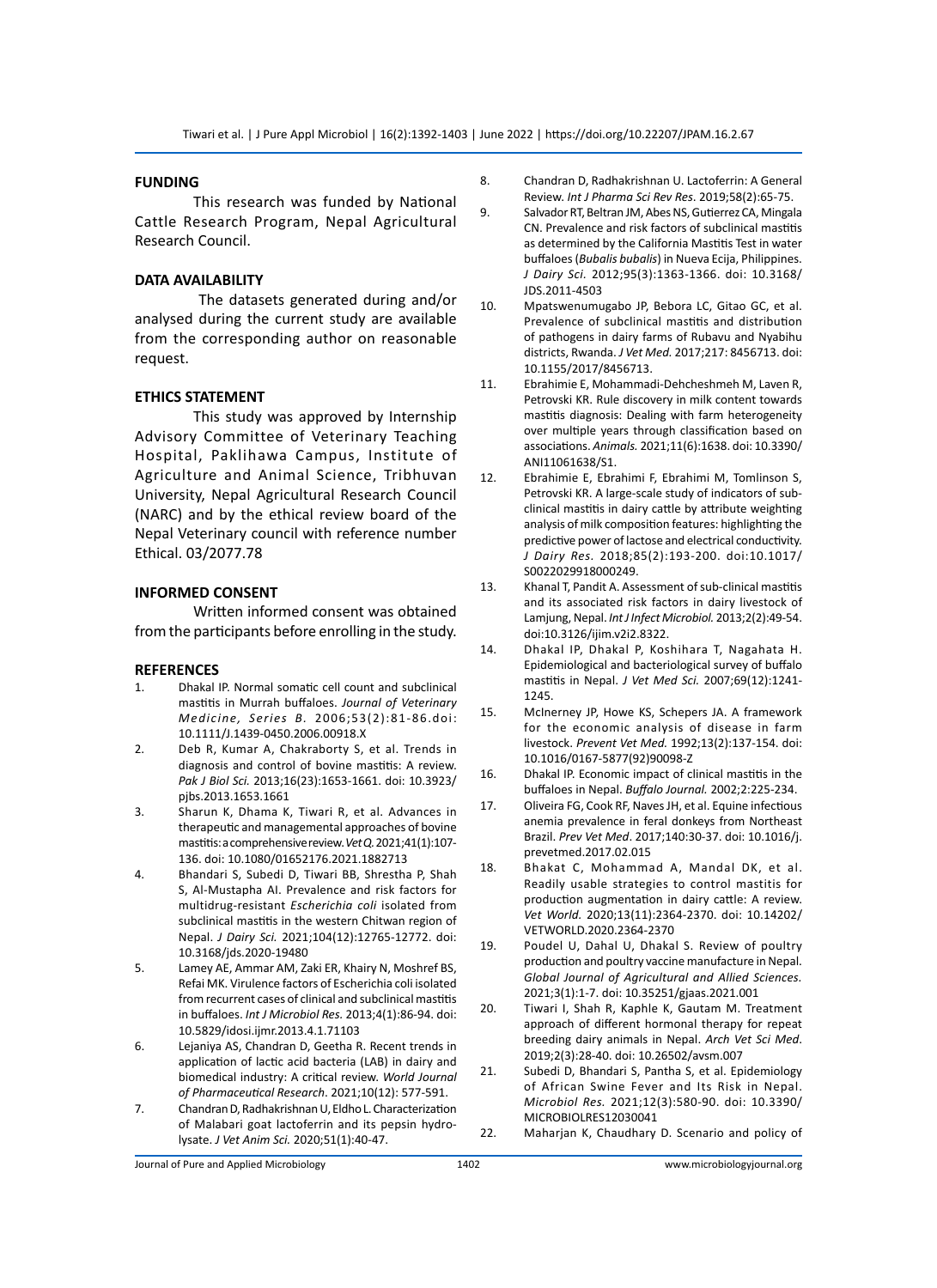## FUNDING

This research was funded by National Cattle Research Program, Nepal Agricultural Research Council.

## DATA AVAILABILITY

The datasets generated during and/or analysed during the current study are available from the corresponding author on reasonable request.

## ETHICS STATEMENT

This study was approved by Internship Advisory Committee of Veterinary Teaching Hospital, Paklihawa Campus, Institute of Agriculture and Animal Science, Tribhuvan University, Nepal Agricultural Research Council (NARC) and by the ethical review board of the Nepal Veterinary council with reference number Ethical. 03/2077.78

## INFORMED CONSENT

Written informed consent was obtained from the participants before enrolling in the study.

## REFERENCES

1. Dhakal IP. Normal somatic cell count and subclinical mastitis in Murrah buffaloes. *Journal of Veterinary Medicine, Series B.* 2006;53(2):81-86.doi: 10.1111/J.1439-0450.2006.00918.X
2. Deb R, Kumar A, Chakraborty S, et al. Trends in diagnosis and control of bovine mastitis: A review. *Pak J Biol Sci.* 2013;16(23):1653-1661. doi: 10.3923/pjbs.2013.1653.1661
3. Sharun K, Dhama K, Tiwari R, et al. Advances in therapeutic and managemental approaches of bovine mastitis: a comprehensive review. *Vet Q.* 2021;41(1):107-136. doi: 10.1080/01652176.2021.1882713
4. Bhandari S, Subedi D, Tiwari BB, Shrestha P, Shah S, Al-Mustapha AI. Prevalence and risk factors for multidrug-resistant *Escherichia coli* isolated from subclinical mastitis in the western Chitwan region of Nepal. *J Dairy Sci.* 2021;104(12):12765-12772. doi: 10.3168/jds.2020-19480
5. Lamey AE, Ammar AM, Zaki ER, Khairy N, Moshref BS, Refai MK. Virulence factors of Escherichia coli isolated from recurrent cases of clinical and subclinical mastitis in buffaloes. *Int J Microbiol Res.* 2013;4(1):86-94. doi: 10.5829/idosi.ijmr.2013.4.1.71103
6. Lejaniya AS, Chandran D, Geetha R. Recent trends in application of lactic acid bacteria (LAB) in dairy and biomedical industry: A critical review. *World Journal of Pharmaceutical Research*. 2021;10(12): 577-591.
7. Chandran D, Radhakrishnan U, Eldho L. Characterization of Malabari goat lactoferrin and its pepsin hydrolysate. *J Vet Anim Sci.* 2020;51(1):40-47.
8. Chandran D, Radhakrishnan U. Lactoferrin: A General Review. *Int J Pharma Sci Rev Res*. 2019;58(2):65-75.
9. Salvador RT, Beltran JM, Abes NS, Gutierrez CA, Mingala CN. Prevalence and risk factors of subclinical mastitis as determined by the California Mastitis Test in water buffaloes (*Bubalis bubalis*) in Nueva Ecija, Philippines. *J Dairy Sci*. 2012;95(3):1363-1366. doi: 10.3168/JDS.2011-4503
10. Mpatswenumugabo JP, Bebora LC, Gitao GC, et al. Prevalence of subclinical mastitis and distribution of pathogens in dairy farms of Rubavu and Nyabihu districts, Rwanda. *J Vet Med.* 2017;217: 8456713. doi: 10.1155/2017/8456713.
11. Ebrahimie E, Mohammadi-Dehcheshmeh M, Laven R, Petrovski KR. Rule discovery in milk content towards mastitis diagnosis: Dealing with farm heterogeneity over multiple years through classification based on associations. *Animals.* 2021;11(6):1638. doi: 10.3390/ANI11061638/S1.
12. Ebrahimie E, Ebrahimi F, Ebrahimi M, Tomlinson S, Petrovski KR. A large-scale study of indicators of subclinical mastitis in dairy cattle by attribute weighting analysis of milk composition features: highlighting the predictive power of lactose and electrical conductivity. *J Dairy Res.* 2018;85(2):193-200. doi:10.1017/S0022029918000249.
13. Khanal T, Pandit A. Assessment of sub-clinical mastitis and its associated risk factors in dairy livestock of Lamjung, Nepal. *Int J Infect Microbiol.* 2013;2(2):49-54. doi:10.3126/ijim.v2i2.8322.
14. Dhakal IP, Dhakal P, Koshihara T, Nagahata H. Epidemiological and bacteriological survey of buffalo mastitis in Nepal. *J Vet Med Sci.* 2007;69(12):1241-1245.
15. McInerney JP, Howe KS, Schepers JA. A framework for the economic analysis of disease in farm livestock. *Prevent Vet Med.* 1992;13(2):137-154. doi: 10.1016/0167-5877(92)90098-Z
16. Dhakal IP. Economic impact of clinical mastitis in the buffaloes in Nepal. *Buffalo Journal.* 2002;2:225-234.
17. Oliveira FG, Cook RF, Naves JH, et al. Equine infectious anemia prevalence in feral donkeys from Northeast Brazil. *Prev Vet Med*. 2017;140:30-37. doi: 10.1016/j.prevetmed.2017.02.015
18. Bhakat C, Mohammad A, Mandal DK, et al. Readily usable strategies to control mastitis for production augmentation in dairy cattle: A review. *Vet World.* 2020;13(11):2364-2370. doi: 10.14202/VETWORLD.2020.2364-2370
19. Poudel U, Dahal U, Dhakal S. Review of poultry production and poultry vaccine manufacture in Nepal. *Global Journal of Agricultural and Allied Sciences.* 2021;3(1):1-7. doi: 10.35251/gjaas.2021.001
20. Tiwari I, Shah R, Kaphle K, Gautam M. Treatment approach of different hormonal therapy for repeat breeding dairy animals in Nepal. *Arch Vet Sci Med*. 2019;2(3):28-40. doi: 10.26502/avsm.007
21. Subedi D, Bhandari S, Pantha S, et al. Epidemiology of African Swine Fever and Its Risk in Nepal. *Microbiol Res.* 2021;12(3):580-90. doi: 10.3390/MICROBIOLRES12030041
22. Maharjan K, Chaudhary D. Scenario and policy of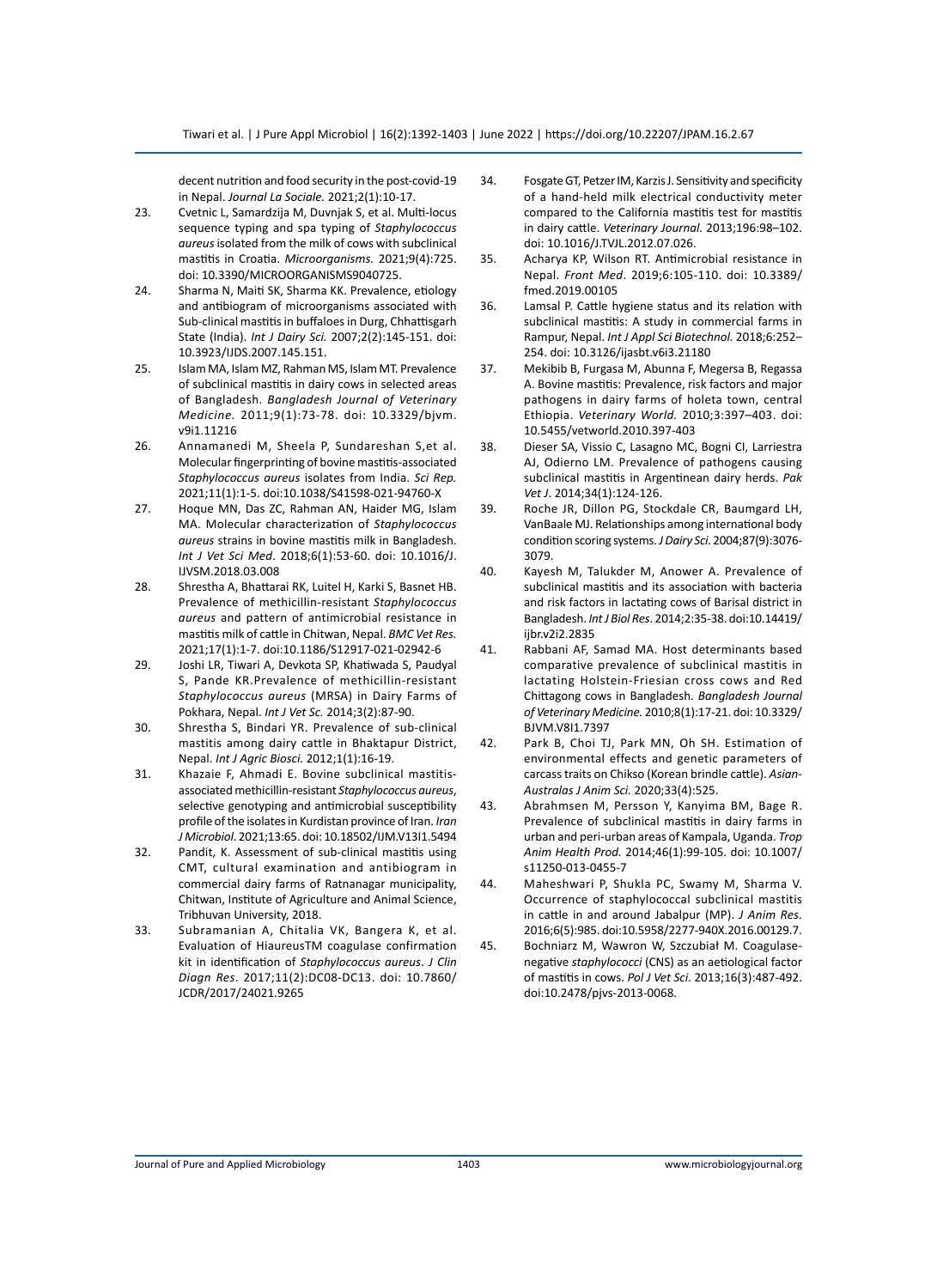decent nutrition and food security in the post-covid-19 in Nepal. *Journal La Sociale.* 2021;2(1):10-17.

23. Cvetnic L, Samardzija M, Duvnjak S, et al. Multi-locus sequence typing and spa typing of *Staphylococcus aureus* isolated from the milk of cows with subclinical mastitis in Croatia. *Microorganisms.* 2021;9(4):725. doi: 10.3390/MICROORGANISMS9040725.
24. Sharma N, Maiti SK, Sharma KK. Prevalence, etiology and antibiogram of microorganisms associated with Sub-clinical mastitis in buffaloes in Durg, Chhattisgarh State (India). *Int J Dairy Sci.* 2007;2(2):145-151. doi: 10.3923/IJDS.2007.145.151.
25. Islam MA, Islam MZ, Rahman MS, Islam MT. Prevalence of subclinical mastitis in dairy cows in selected areas of Bangladesh. *Bangladesh Journal of Veterinary Medicine.* 2011;9(1):73-78. doi: 10.3329/bjvm.v9i1.11216
26. Annamanedi M, Sheela P, Sundareshan S,et al. Molecular fingerprinting of bovine mastitis-associated *Staphylococcus aureus* isolates from India. *Sci Rep.* 2021;11(1):1-5. doi:10.1038/S41598-021-94760-X
27. Hoque MN, Das ZC, Rahman AN, Haider MG, Islam MA. Molecular characterization of *Staphylococcus aureus* strains in bovine mastitis milk in Bangladesh. *Int J Vet Sci Med*. 2018;6(1):53-60. doi: 10.1016/J.IJVSM.2018.03.008
28. Shrestha A, Bhattarai RK, Luitel H, Karki S, Basnet HB. Prevalence of methicillin-resistant *Staphylococcus aureus* and pattern of antimicrobial resistance in mastitis milk of cattle in Chitwan, Nepal. *BMC Vet Res.* 2021;17(1):1-7. doi:10.1186/S12917-021-02942-6
29. Joshi LR, Tiwari A, Devkota SP, Khatiwada S, Paudyal S, Pande KR.Prevalence of methicillin-resistant *Staphylococcus aureus* (MRSA) in Dairy Farms of Pokhara, Nepal. *Int J Vet Sc.* 2014;3(2):87-90.
30. Shrestha S, Bindari YR. Prevalence of sub-clinical mastitis among dairy cattle in Bhaktapur District, Nepal. *Int J Agric Biosci.* 2012;1(1):16-19.
31. Khazaie F, Ahmadi E. Bovine subclinical mastitis-associated methicillin-resistant *Staphylococcus aureus*, selective genotyping and antimicrobial susceptibility profile of the isolates in Kurdistan province of Iran. *Iran J Microbiol*. 2021;13:65. doi: 10.18502/IJM.V13I1.5494
32. Pandit, K. Assessment of sub-clinical mastitis using CMT, cultural examination and antibiogram in commercial dairy farms of Ratnanagar municipality, Chitwan, Institute of Agriculture and Animal Science, Tribhuvan University, 2018.
33. Subramanian A, Chitalia VK, Bangera K, et al. Evaluation of HiaureusTM coagulase confirmation kit in identification of *Staphylococcus aureus*. *J Clin Diagn Res*. 2017;11(2):DC08-DC13. doi: 10.7860/JCDR/2017/24021.9265
34. Fosgate GT, Petzer IM, Karzis J. Sensitivity and specificity of a hand-held milk electrical conductivity meter compared to the California mastitis test for mastitis in dairy cattle. *Veterinary Journal.* 2013;196:98–102. doi: 10.1016/J.TVJL.2012.07.026.
35. Acharya KP, Wilson RT. Antimicrobial resistance in Nepal. *Front Med*. 2019;6:105-110. doi: 10.3389/fmed.2019.00105
36. Lamsal P. Cattle hygiene status and its relation with subclinical mastitis: A study in commercial farms in Rampur, Nepal. *Int J Appl Sci Biotechnol.* 2018;6:252–254. doi: 10.3126/ijasbt.v6i3.21180
37. Mekibib B, Furgasa M, Abunna F, Megersa B, Regassa A. Bovine mastitis: Prevalence, risk factors and major pathogens in dairy farms of holeta town, central Ethiopia. *Veterinary World.* 2010;3:397–403. doi: 10.5455/vetworld.2010.397-403
38. Dieser SA, Vissio C, Lasagno MC, Bogni CI, Larriestra AJ, Odierno LM. Prevalence of pathogens causing subclinical mastitis in Argentinean dairy herds. *Pak Vet J*. 2014;34(1):124-126.
39. Roche JR, Dillon PG, Stockdale CR, Baumgard LH, VanBaale MJ. Relationships among international body condition scoring systems. *J Dairy Sci.* 2004;87(9):3076-3079.
40. Kayesh M, Talukder M, Anower A. Prevalence of subclinical mastitis and its association with bacteria and risk factors in lactating cows of Barisal district in Bangladesh. *Int J Biol Res*. 2014;2:35-38. doi:10.14419/ijbr.v2i2.2835
41. Rabbani AF, Samad MA. Host determinants based comparative prevalence of subclinical mastitis in lactating Holstein-Friesian cross cows and Red Chittagong cows in Bangladesh. *Bangladesh Journal of Veterinary Medicine.* 2010;8(1):17-21. doi: 10.3329/BJVM.V8I1.7397
42. Park B, Choi TJ, Park MN, Oh SH. Estimation of environmental effects and genetic parameters of carcass traits on Chikso (Korean brindle cattle). *Asian-Australas J Anim Sci.* 2020;33(4):525.
43. Abrahmsen M, Persson Y, Kanyima BM, Bage R. Prevalence of subclinical mastitis in dairy farms in urban and peri-urban areas of Kampala, Uganda. *Trop Anim Health Prod.* 2014;46(1):99-105. doi: 10.1007/s11250-013-0455-7
44. Maheshwari P, Shukla PC, Swamy M, Sharma V. Occurrence of staphylococcal subclinical mastitis in cattle in and around Jabalpur (MP). *J Anim Res*. 2016;6(5):985. doi:10.5958/2277-940X.2016.00129.7.
45. Bochniarz M, Wawron W, Szczubiał M. Coagulase-negative *staphylococci* (CNS) as an aetiological factor of mastitis in cows. *Pol J Vet Sci*. 2013;16(3):487-492. doi:10.2478/pjvs-2013-0068.